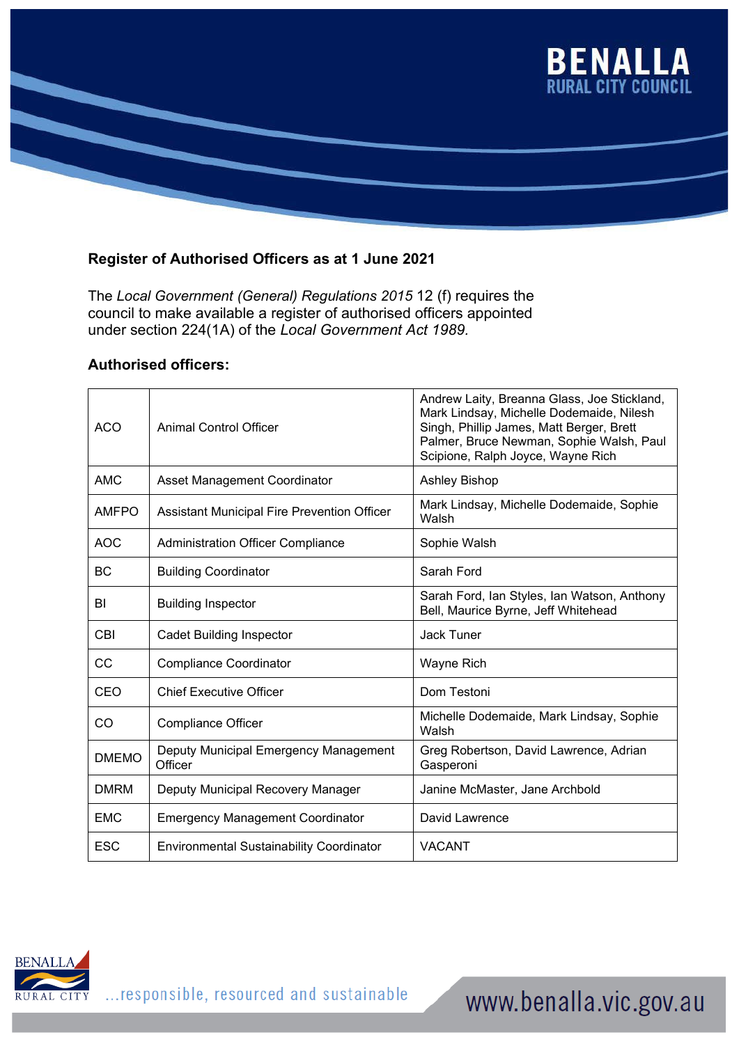## Register of Authorised Officers as at 1 June 2021

The *Local Government (General) Regulations 2015* 12 (f) requires the council to make available a register of authorised officers appointed under section 224(1A) of the *Local Government Act 1989.*

### Authorised officers:

| | | |
|---|---|---|
| ACO | Animal Control Officer | Andrew Laity, Breanna Glass, Joe Stickland, Mark Lindsay, Michelle Dodemaide, Nilesh Singh, Phillip James, Matt Berger, Brett Palmer, Bruce Newman, Sophie Walsh, Paul Scipione, Ralph Joyce, Wayne Rich |
| AMC | Asset Management Coordinator | Ashley Bishop |
| AMFPO | Assistant Municipal Fire Prevention Officer | Mark Lindsay, Michelle Dodemaide, Sophie Walsh |
| AOC | Administration Officer Compliance | Sophie Walsh |
| BC | Building Coordinator | Sarah Ford |
| BI | Building Inspector | Sarah Ford, Ian Styles, Ian Watson, Anthony Bell, Maurice Byrne, Jeff Whitehead |
| CBI | Cadet Building Inspector | Jack Tuner |
| CC | Compliance Coordinator | Wayne Rich |
| CEO | Chief Executive Officer | Dom Testoni |
| CO | Compliance Officer | Michelle Dodemaide, Mark Lindsay, Sophie Walsh |
| DMEMO | Deputy Municipal Emergency Management Officer | Greg Robertson, David Lawrence, Adrian Gasperoni |
| DMRM | Deputy Municipal Recovery Manager | Janine McMaster, Jane Archbold |
| EMC | Emergency Management Coordinator | David Lawrence |
| ESC | Environmental Sustainability Coordinator | VACANT |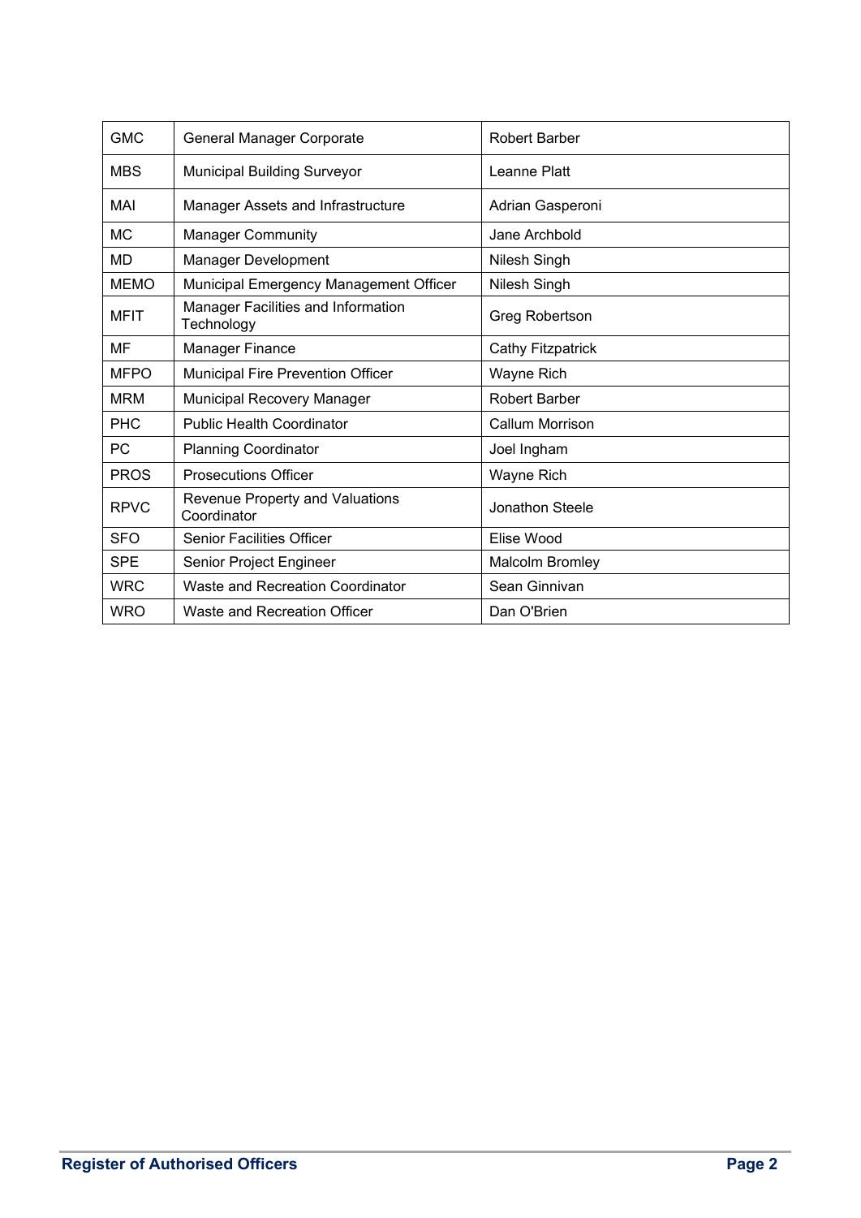| | | |
|---|---|---|
| GMC | General Manager Corporate | Robert Barber |
| MBS | Municipal Building Surveyor | Leanne Platt |
| MAI | Manager Assets and Infrastructure | Adrian Gasperoni |
| MC | Manager Community | Jane Archbold |
| MD | Manager Development | Nilesh Singh |
| MEMO | Municipal Emergency Management Officer | Nilesh Singh |
| MFIT | Manager Facilities and Information Technology | Greg Robertson |
| MF | Manager Finance | Cathy Fitzpatrick |
| MFPO | Municipal Fire Prevention Officer | Wayne Rich |
| MRM | Municipal Recovery Manager | Robert Barber |
| PHC | Public Health Coordinator | Callum Morrison |
| PC | Planning Coordinator | Joel Ingham |
| PROS | Prosecutions Officer | Wayne Rich |
| RPVC | Revenue Property and Valuations Coordinator | Jonathon Steele |
| SFO | Senior Facilities Officer | Elise Wood |
| SPE | Senior Project Engineer | Malcolm Bromley |
| WRC | Waste and Recreation Coordinator | Sean Ginnivan |
| WRO | Waste and Recreation Officer | Dan O'Brien |